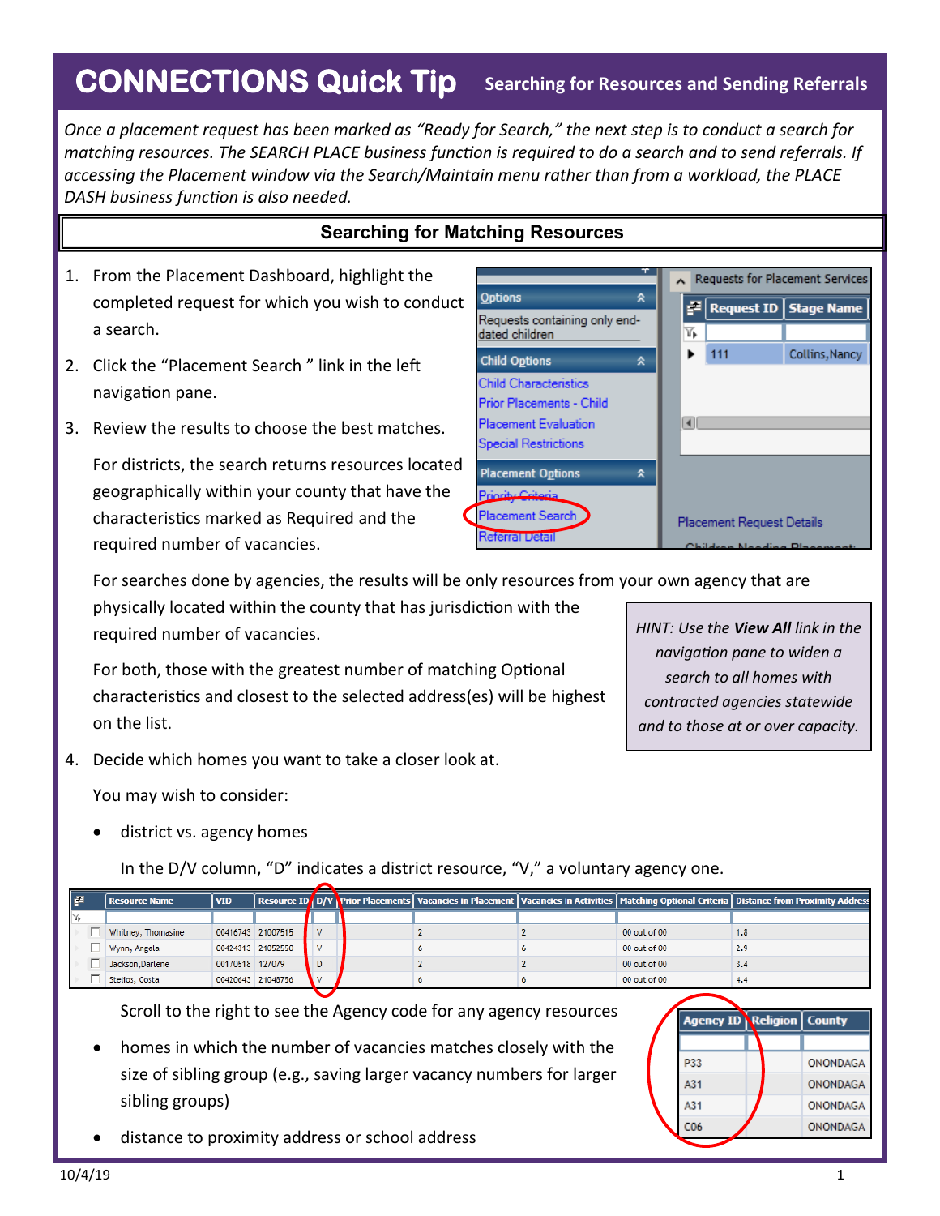# CONNECTIONS Quick Tip — Searching for Resources and Sending Referrals

*Once a placement request has been marked as "Ready for Search," the next step is to conduct a search for matching resources. The SEARCH PLACE business function is required to do a search and to send referrals. If accessing the Placement window via the Search/Maintain menu rather than from a workload, the PLACE DASH business function is also needed.*

## Searching for Matching Resources

1. From the Placement Dashboard, highlight the completed request for which you wish to conduct a search.
2. Click the "Placement Search " link in the left navigation pane.
3. Review the results to choose the best matches.

   For districts, the search returns resources located geographically within your county that have the characteristics marked as Required and the required number of vacancies.

   For searches done by agencies, the results will be only resources from your own agency that are physically located within the county that has jurisdiction with the required number of vacancies.

   For both, those with the greatest number of matching Optional characteristics and closest to the selected address(es) will be highest on the list.

   > *HINT: Use the **View All** link in the navigation pane to widen a search to all homes with contracted agencies statewide and to those at or over capacity.*

4. Decide which homes you want to take a closer look at.

   You may wish to consider:

   - district vs. agency homes

     In the D/V column, "D" indicates a district resource, "V," a voluntary agency one.

| Resource Name | VID | Resource ID | D/V | Prior Placements | Vacancies in Placement | Vacancies in Activities | Matching Optional Criteria | Distance from Proximity Address |
|---|---|---|---|---|---|---|---|---|
| Whitney, Thomasine | 00416743 | 21007515 | V | | 2 | 2 | 00 out of 00 | 1.8 |
| Wynn, Angela | 00424313 | 21052550 | V | | 6 | 6 | 00 out of 00 | 2.9 |
| Jackson,Darlene | 00170518 | 127079 | D | | 2 | 2 | 00 out of 00 | 3.4 |
| Stelios, Costa | 00420643 | 21048756 | V | | 6 | 6 | 00 out of 00 | 4.4 |

     Scroll to the right to see the Agency code for any agency resources

| Agency ID | Religion | County |
|---|---|---|
| P33 | | ONONDAGA |
| A31 | | ONONDAGA |
| A31 | | ONONDAGA |
| C06 | | ONONDAGA |

   - homes in which the number of vacancies matches closely with the size of sibling group (e.g., saving larger vacancy numbers for larger sibling groups)
   - distance to proximity address or school address

10/4/19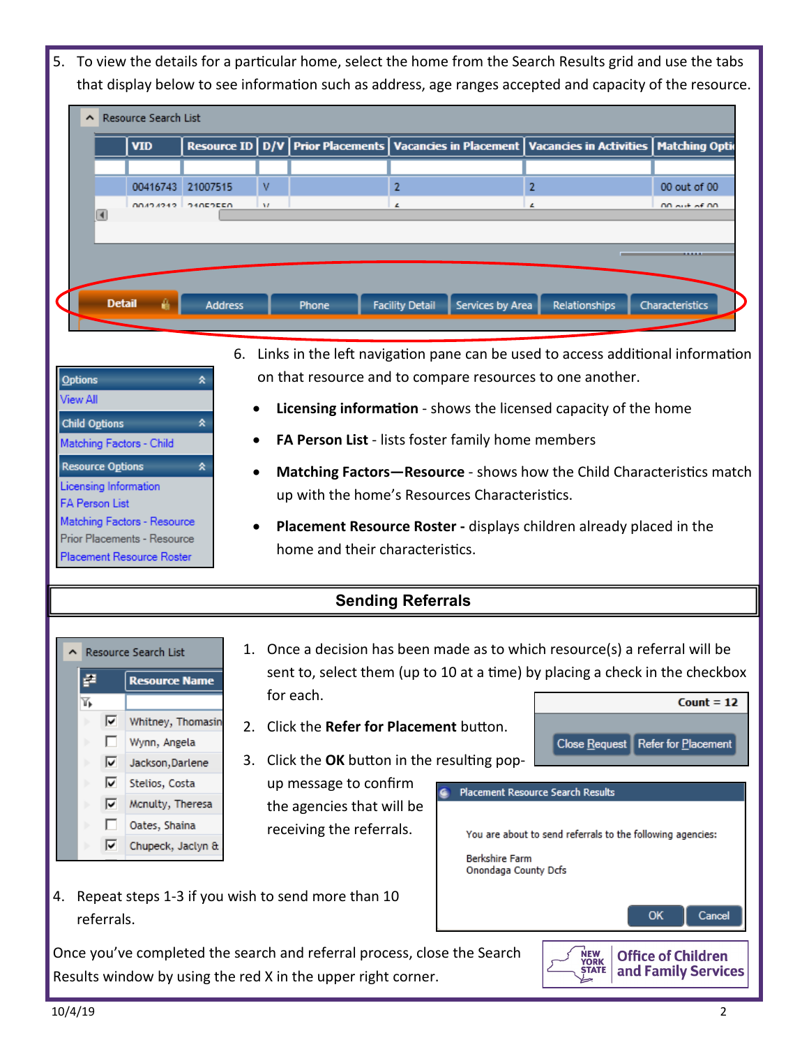5. To view the details for a particular home, select the home from the Search Results grid and use the tabs that display below to see information such as address, age ranges accepted and capacity of the resource.

Resource Search List

| VID | Resource ID | D/V | Prior Placements | Vacancies in Placement | Vacancies in Activities | Matching Opti |
|---|---|---|---|---|---|---|
| 00416743 | 21007515 | V | | 2 | 2 | 00 out of 00 |

Detail | Address | Phone | Facility Detail | Services by Area | Relationships | Characteristics

Options
View All
Child Options
Matching Factors - Child
Resource Options
Licensing Information
FA Person List
Matching Factors - Resource
Prior Placements - Resource
Placement Resource Roster

6. Links in the left navigation pane can be used to access additional information on that resource and to compare resources to one another.
   - **Licensing information** - shows the licensed capacity of the home
   - **FA Person List** - lists foster family home members
   - **Matching Factors—Resource** - shows how the Child Characteristics match up with the home's Resources Characteristics.
   - **Placement Resource Roster -** displays children already placed in the home and their characteristics.

## Sending Referrals

Resource Search List

| | Resource Name |
|---|---|
| ☑ | Whitney, Thomasin |
| ☐ | Wynn, Angela |
| ☑ | Jackson,Darlene |
| ☑ | Stelios, Costa |
| ☑ | Mcnulty, Theresa |
| ☐ | Oates, Shaina |
| ☑ | Chupeck, Jaclyn & |

1. Once a decision has been made as to which resource(s) a referral will be sent to, select them (up to 10 at a time) by placing a check in the checkbox for each.
2. Click the **Refer for Placement** button.
3. Click the **OK** button in the resulting pop-up message to confirm the agencies that will be receiving the referrals.

Count = 12
Close Request | Refer for Placement

Placement Resource Search Results

You are about to send referrals to the following agencies:

Berkshire Farm
Onondaga County Dcfs

OK | Cancel

4. Repeat steps 1-3 if you wish to send more than 10 referrals.

Once you've completed the search and referral process, close the Search Results window by using the red X in the upper right corner.

NEW YORK STATE | Office of Children and Family Services

10/4/19